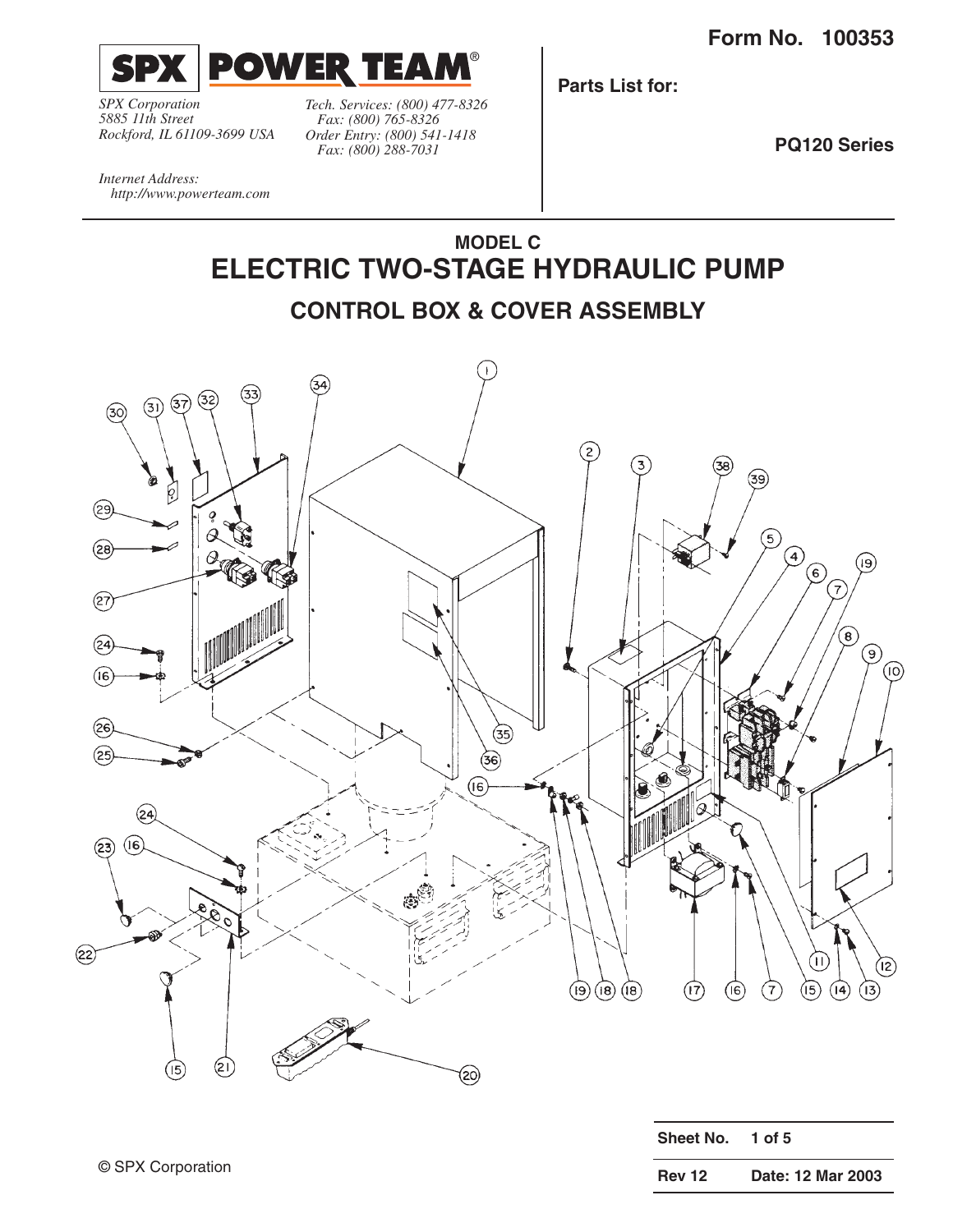Form No. 100353

**SPX | POWER TEAM®**

*SPX Corporation*
*5885 11th Street*
*Rockford, IL 61109-3699 USA*

*Tech. Services: (800) 477-8326*
*Fax: (800) 765-8326*
*Order Entry: (800) 541-1418*
*Fax: (800) 288-7031*

*Internet Address:*
*http://www.powerteam.com*

**Parts List for:**

**PQ120 Series**

## MODEL C

# ELECTRIC TWO-STAGE HYDRAULIC PUMP

## CONTROL BOX & COVER ASSEMBLY

| Sheet No. | 1 of 5 |
|---|---|
| Rev 12 | Date: 12 Mar 2003 |

© SPX Corporation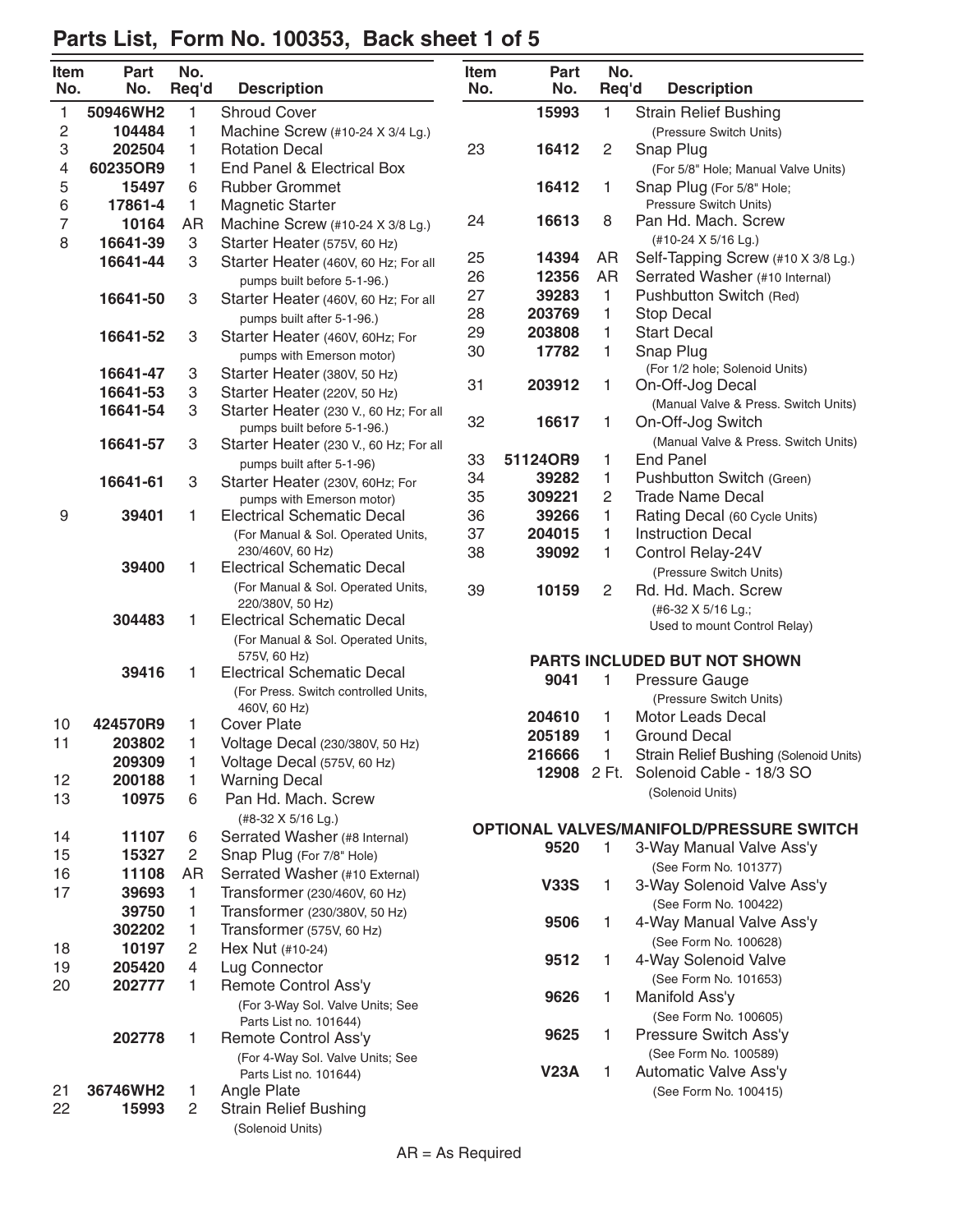# Parts List, Form No. 100353, Back sheet 1 of 5

| Item No. | Part No. | No. Req'd | Description |
|---|---|---|---|
| 1 | 50946WH2 | 1 | Shroud Cover |
| 2 | 104484 | 1 | Machine Screw (#10-24 X 3/4 Lg.) |
| 3 | 202504 | 1 | Rotation Decal |
| 4 | 60235OR9 | 1 | End Panel & Electrical Box |
| 5 | 15497 | 6 | Rubber Grommet |
| 6 | 17861-4 | 1 | Magnetic Starter |
| 7 | 10164 | AR | Machine Screw (#10-24 X 3/8 Lg.) |
| 8 | 16641-39 | 3 | Starter Heater (575V, 60 Hz) |
| | 16641-44 | 3 | Starter Heater (460V, 60 Hz; For all pumps built before 5-1-96.) |
| | 16641-50 | 3 | Starter Heater (460V, 60 Hz; For all pumps built after 5-1-96.) |
| | 16641-52 | 3 | Starter Heater (460V, 60Hz; For pumps with Emerson motor) |
| | 16641-47 | 3 | Starter Heater (380V, 50 Hz) |
| | 16641-53 | 3 | Starter Heater (220V, 50 Hz) |
| | 16641-54 | 3 | Starter Heater (230 V., 60 Hz; For all pumps built before 5-1-96.) |
| | 16641-57 | 3 | Starter Heater (230 V., 60 Hz; For all pumps built after 5-1-96) |
| | 16641-61 | 3 | Starter Heater (230V, 60Hz; For pumps with Emerson motor) |
| 9 | 39401 | 1 | Electrical Schematic Decal (For Manual & Sol. Operated Units, 230/460V, 60 Hz) |
| | 39400 | 1 | Electrical Schematic Decal (For Manual & Sol. Operated Units, 220/380V, 50 Hz) |
| | 304483 | 1 | Electrical Schematic Decal (For Manual & Sol. Operated Units, 575V, 60 Hz) |
| | 39416 | 1 | Electrical Schematic Decal (For Press. Switch controlled Units, 460V, 60 Hz) |
| 10 | 424570R9 | 1 | Cover Plate |
| 11 | 203802 | 1 | Voltage Decal (230/380V, 50 Hz) |
| | 209309 | 1 | Voltage Decal (575V, 60 Hz) |
| 12 | 200188 | 1 | Warning Decal |
| 13 | 10975 | 6 | Pan Hd. Mach. Screw (#8-32 X 5/16 Lg.) |
| 14 | 11107 | 6 | Serrated Washer (#8 Internal) |
| 15 | 15327 | 2 | Snap Plug (For 7/8" Hole) |
| 16 | 11108 | AR | Serrated Washer (#10 External) |
| 17 | 39693 | 1 | Transformer (230/460V, 60 Hz) |
| | 39750 | 1 | Transformer (230/380V, 50 Hz) |
| | 302202 | 1 | Transformer (575V, 60 Hz) |
| 18 | 10197 | 2 | Hex Nut (#10-24) |
| 19 | 205420 | 4 | Lug Connector |
| 20 | 202777 | 1 | Remote Control Ass'y (For 3-Way Sol. Valve Units; See Parts List no. 101644) |
| | 202778 | 1 | Remote Control Ass'y (For 4-Way Sol. Valve Units; See Parts List no. 101644) |
| 21 | 36746WH2 | 1 | Angle Plate |
| 22 | 15993 | 2 | Strain Relief Bushing (Solenoid Units) |
| | 15993 | 1 | Strain Relief Bushing (Pressure Switch Units) |
| 23 | 16412 | 2 | Snap Plug (For 5/8" Hole; Manual Valve Units) |
| | 16412 | 1 | Snap Plug (For 5/8" Hole; Pressure Switch Units) |
| 24 | 16613 | 8 | Pan Hd. Mach. Screw (#10-24 X 5/16 Lg.) |
| 25 | 14394 | AR | Self-Tapping Screw (#10 X 3/8 Lg.) |
| 26 | 12356 | AR | Serrated Washer (#10 Internal) |
| 27 | 39283 | 1 | Pushbutton Switch (Red) |
| 28 | 203769 | 1 | Stop Decal |
| 29 | 203808 | 1 | Start Decal |
| 30 | 17782 | 1 | Snap Plug (For 1/2 hole; Solenoid Units) |
| 31 | 203912 | 1 | On-Off-Jog Decal (Manual Valve & Press. Switch Units) |
| 32 | 16617 | 1 | On-Off-Jog Switch (Manual Valve & Press. Switch Units) |
| 33 | 51124OR9 | 1 | End Panel |
| 34 | 39282 | 1 | Pushbutton Switch (Green) |
| 35 | 309221 | 2 | Trade Name Decal |
| 36 | 39266 | 1 | Rating Decal (60 Cycle Units) |
| 37 | 204015 | 1 | Instruction Decal |
| 38 | 39092 | 1 | Control Relay-24V (Pressure Switch Units) |
| 39 | 10159 | 2 | Rd. Hd. Mach. Screw (#6-32 X 5/16 Lg.; Used to mount Control Relay) |

## PARTS INCLUDED BUT NOT SHOWN

| Part No. | No. Req'd | Description |
|---|---|---|
| 9041 | 1 | Pressure Gauge (Pressure Switch Units) |
| 204610 | 1 | Motor Leads Decal |
| 205189 | 1 | Ground Decal |
| 216666 | 1 | Strain Relief Bushing (Solenoid Units) |
| 12908 | 2 Ft. | Solenoid Cable - 18/3 SO (Solenoid Units) |

## OPTIONAL VALVES/MANIFOLD/PRESSURE SWITCH

| Part No. | No. Req'd | Description |
|---|---|---|
| 9520 | 1 | 3-Way Manual Valve Ass'y (See Form No. 101377) |
| V33S | 1 | 3-Way Solenoid Valve Ass'y (See Form No. 100422) |
| 9506 | 1 | 4-Way Manual Valve Ass'y (See Form No. 100628) |
| 9512 | 1 | 4-Way Solenoid Valve (See Form No. 101653) |
| 9626 | 1 | Manifold Ass'y (See Form No. 100605) |
| 9625 | 1 | Pressure Switch Ass'y (See Form No. 100589) |
| V23A | 1 | Automatic Valve Ass'y (See Form No. 100415) |

AR = As Required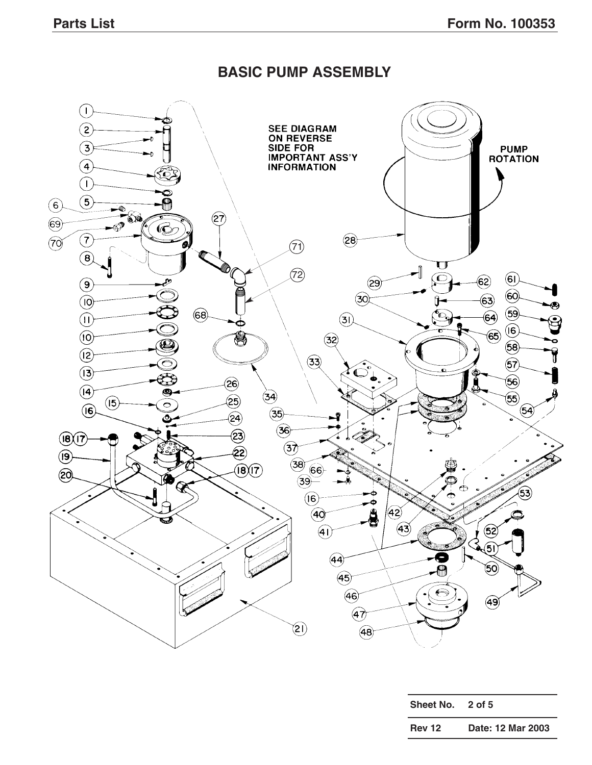# BASIC PUMP ASSEMBLY

SEE DIAGRAM ON REVERSE SIDE FOR IMPORTANT ASS'Y INFORMATION

PUMP ROTATION

| Sheet No. | 2 of 5 |
|---|---|
| Rev 12 | Date: 12 Mar 2003 |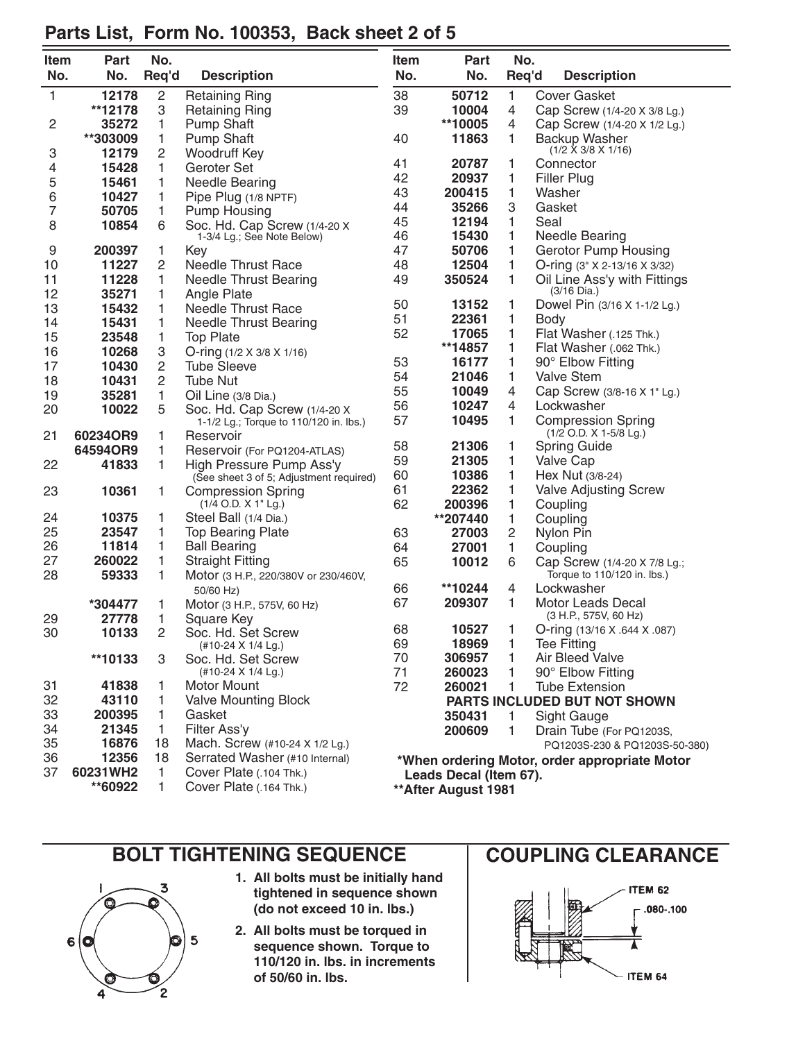## Parts List, Form No. 100353, Back sheet 2 of 5

| Item No. | Part No. | No. Req'd | Description |
|---|---|---|---|
| 1 | 12178 | 2 | Retaining Ring |
| | **12178 | 3 | Retaining Ring |
| 2 | 35272 | 1 | Pump Shaft |
| | **303009 | 1 | Pump Shaft |
| 3 | 12179 | 2 | Woodruff Key |
| 4 | 15428 | 1 | Geroter Set |
| 5 | 15461 | 1 | Needle Bearing |
| 6 | 10427 | 1 | Pipe Plug (1/8 NPTF) |
| 7 | 50705 | 1 | Pump Housing |
| 8 | 10854 | 6 | Soc. Hd. Cap Screw (1/4-20 X 1-3/4 Lg.; See Note Below) |
| 9 | 200397 | 1 | Key |
| 10 | 11227 | 2 | Needle Thrust Race |
| 11 | 11228 | 1 | Needle Thrust Bearing |
| 12 | 35271 | 1 | Angle Plate |
| 13 | 15432 | 1 | Needle Thrust Race |
| 14 | 15431 | 1 | Needle Thrust Bearing |
| 15 | 23548 | 1 | Top Plate |
| 16 | 10268 | 3 | O-ring (1/2 X 3/8 X 1/16) |
| 17 | 10430 | 2 | Tube Sleeve |
| 18 | 10431 | 2 | Tube Nut |
| 19 | 35281 | 1 | Oil Line (3/8 Dia.) |
| 20 | 10022 | 5 | Soc. Hd. Cap Screw (1/4-20 X 1-1/2 Lg.; Torque to 110/120 in. lbs.) |
| 21 | 60234OR9 | 1 | Reservoir |
| | 64594OR9 | 1 | Reservoir (For PQ1204-ATLAS) |
| 22 | 41833 | 1 | High Pressure Pump Ass'y (See sheet 3 of 5; Adjustment required) |
| 23 | 10361 | 1 | Compression Spring (1/4 O.D. X 1" Lg.) |
| 24 | 10375 | 1 | Steel Ball (1/4 Dia.) |
| 25 | 23547 | 1 | Top Bearing Plate |
| 26 | 11814 | 1 | Ball Bearing |
| 27 | 260022 | 1 | Straight Fitting |
| 28 | 59333 | 1 | Motor (3 H.P., 220/380V or 230/460V, 50/60 Hz) |
| | *304477 | 1 | Motor (3 H.P., 575V, 60 Hz) |
| 29 | 27778 | 1 | Square Key |
| 30 | 10133 | 2 | Soc. Hd. Set Screw (#10-24 X 1/4 Lg.) |
| | **10133 | 3 | Soc. Hd. Set Screw (#10-24 X 1/4 Lg.) |
| 31 | 41838 | 1 | Motor Mount |
| 32 | 43110 | 1 | Valve Mounting Block |
| 33 | 200395 | 1 | Gasket |
| 34 | 21345 | 1 | Filter Ass'y |
| 35 | 16876 | 18 | Mach. Screw (#10-24 X 1/2 Lg.) |
| 36 | 12356 | 18 | Serrated Washer (#10 Internal) |
| 37 | 60231WH2 | 1 | Cover Plate (.104 Thk.) |
| | **60922 | 1 | Cover Plate (.164 Thk.) |
| 38 | 50712 | 1 | Cover Gasket |
| 39 | 10004 | 4 | Cap Screw (1/4-20 X 3/8 Lg.) |
| | **10005 | 4 | Cap Screw (1/4-20 X 1/2 Lg.) |
| 40 | 11863 | 1 | Backup Washer (1/2 X 3/8 X 1/16) |
| 41 | 20787 | 1 | Connector |
| 42 | 20937 | 1 | Filler Plug |
| 43 | 200415 | 1 | Washer |
| 44 | 35266 | 3 | Gasket |
| 45 | 12194 | 1 | Seal |
| 46 | 15430 | 1 | Needle Bearing |
| 47 | 50706 | 1 | Gerotor Pump Housing |
| 48 | 12504 | 1 | O-ring (3" X 2-13/16 X 3/32) |
| 49 | 350524 | 1 | Oil Line Ass'y with Fittings (3/16 Dia.) |
| 50 | 13152 | 1 | Dowel Pin (3/16 X 1-1/2 Lg.) |
| 51 | 22361 | 1 | Body |
| 52 | 17065 | 1 | Flat Washer (.125 Thk.) |
| | **14857 | 1 | Flat Washer (.062 Thk.) |
| 53 | 16177 | 1 | 90° Elbow Fitting |
| 54 | 21046 | 1 | Valve Stem |
| 55 | 10049 | 4 | Cap Screw (3/8-16 X 1" Lg.) |
| 56 | 10247 | 4 | Lockwasher |
| 57 | 10495 | 1 | Compression Spring (1/2 O.D. X 1-5/8 Lg.) |
| 58 | 21306 | 1 | Spring Guide |
| 59 | 21305 | 1 | Valve Cap |
| 60 | 10386 | 1 | Hex Nut (3/8-24) |
| 61 | 22362 | 1 | Valve Adjusting Screw |
| 62 | 200396 | 1 | Coupling |
| | **207440 | 1 | Coupling |
| 63 | 27003 | 2 | Nylon Pin |
| 64 | 27001 | 1 | Coupling |
| 65 | 10012 | 6 | Cap Screw (1/4-20 X 7/8 Lg.; Torque to 110/120 in. lbs.) |
| 66 | **10244 | 4 | Lockwasher |
| 67 | 209307 | 1 | Motor Leads Decal (3 H.P., 575V, 60 Hz) |
| 68 | 10527 | 1 | O-ring (13/16 X .644 X .087) |
| 69 | 18969 | 1 | Tee Fitting |
| 70 | 306957 | 1 | Air Bleed Valve |
| 71 | 260023 | 1 | 90° Elbow Fitting |
| 72 | 260021 | 1 | Tube Extension |
| | **PARTS INCLUDED BUT NOT SHOWN** | | |
| | 350431 | 1 | Sight Gauge |
| | 200609 | 1 | Drain Tube (For PQ1203S, PQ1203S-230 & PQ1203S-50-380) |

**\*When ordering Motor, order appropriate Motor Leads Decal (Item 67).**

**\*\*After August 1981**

## BOLT TIGHTENING SEQUENCE

1 3 6 5 4 2

1. **All bolts must be initially hand tightened in sequence shown (do not exceed 10 in. lbs.)**
2. **All bolts must be torqued in sequence shown. Torque to 110/120 in. lbs. in increments of 50/60 in. lbs.**

## COUPLING CLEARANCE

ITEM 62

.080-.100

ITEM 64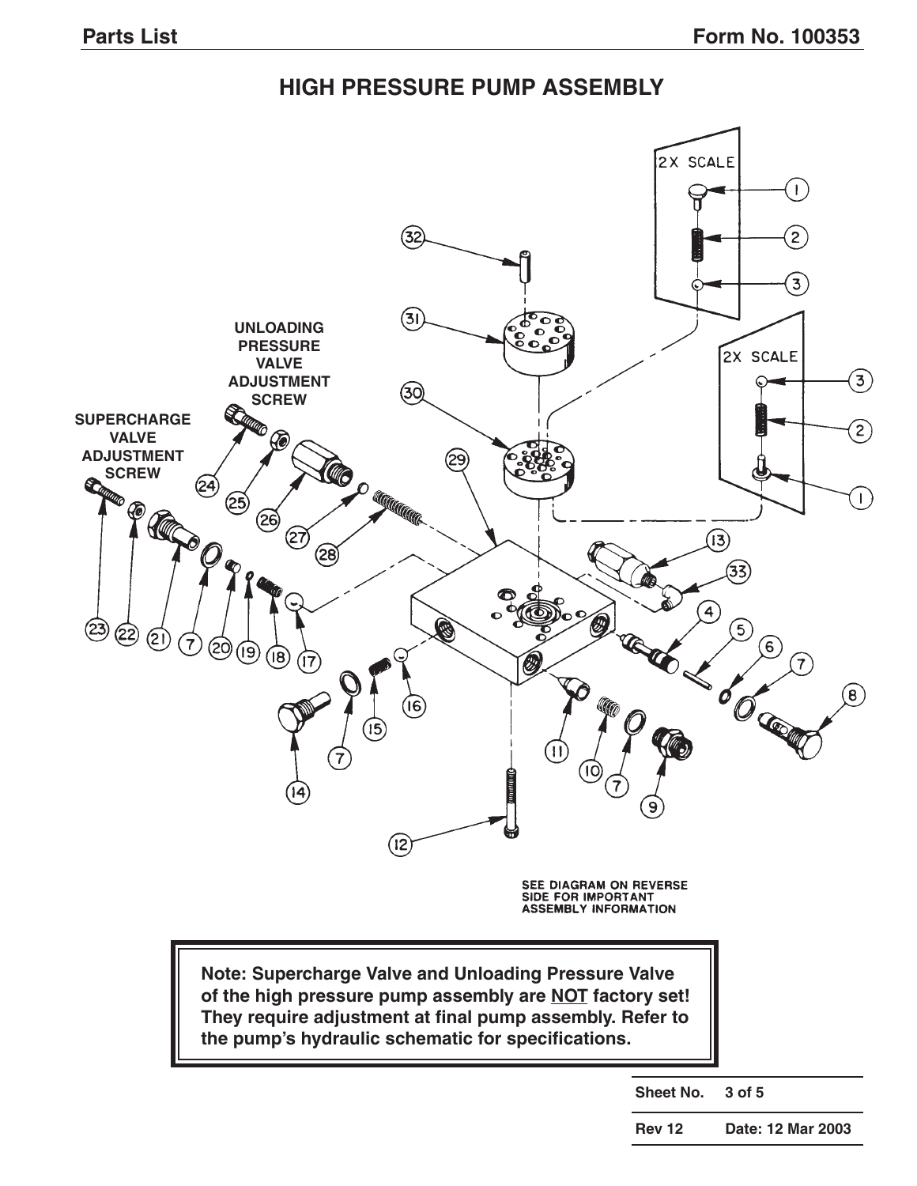## HIGH PRESSURE PUMP ASSEMBLY

UNLOADING PRESSURE VALVE ADJUSTMENT SCREW

SUPERCHARGE VALVE ADJUSTMENT SCREW

2X SCALE

2X SCALE

SEE DIAGRAM ON REVERSE SIDE FOR IMPORTANT ASSEMBLY INFORMATION

**Note: Supercharge Valve and Unloading Pressure Valve of the high pressure pump assembly are NOT factory set! They require adjustment at final pump assembly. Refer to the pump's hydraulic schematic for specifications.**

| | |
|---|---|
| **Sheet No.** | **3 of 5** |
| **Rev 12** | **Date: 12 Mar 2003** |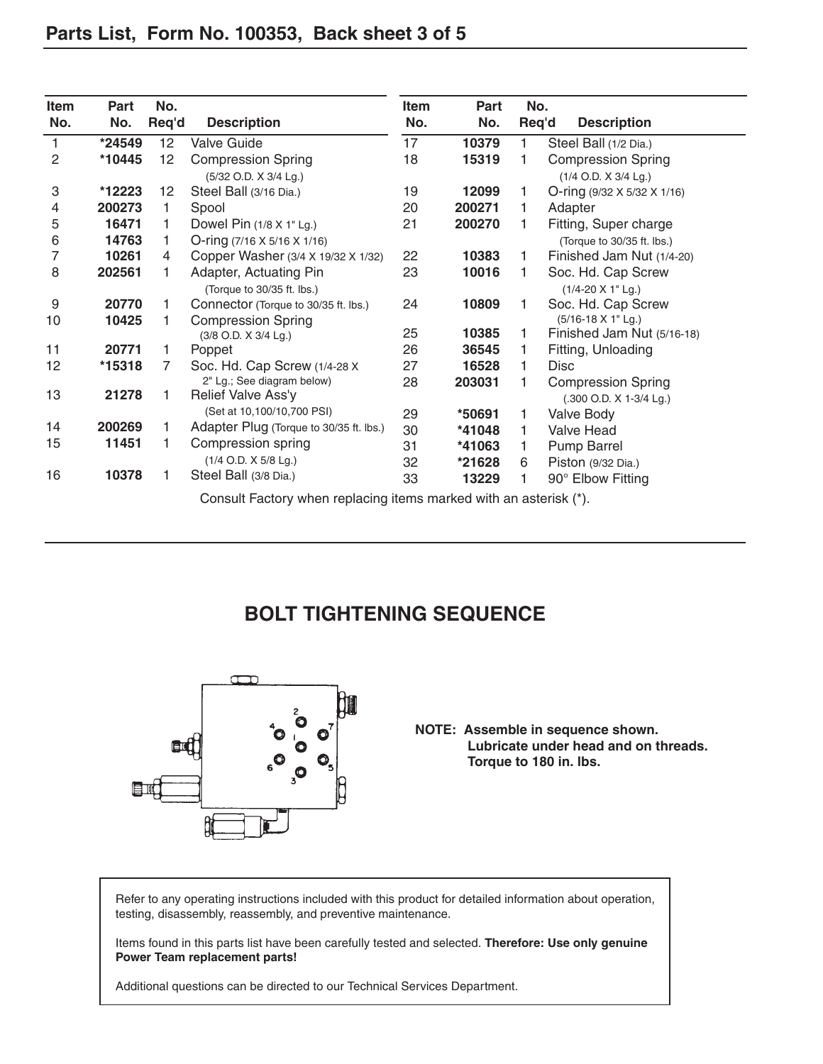## Parts List, Form No. 100353, Back sheet 3 of 5

| Item No. | Part No. | No. Req'd | Description |
|---|---|---|---|
| 1 | *24549 | 12 | Valve Guide |
| 2 | *10445 | 12 | Compression Spring (5/32 O.D. X 3/4 Lg.) |
| 3 | *12223 | 12 | Steel Ball (3/16 Dia.) |
| 4 | 200273 | 1 | Spool |
| 5 | 16471 | 1 | Dowel Pin (1/8 X 1" Lg.) |
| 6 | 14763 | 1 | O-ring (7/16 X 5/16 X 1/16) |
| 7 | 10261 | 4 | Copper Washer (3/4 X 19/32 X 1/32) |
| 8 | 202561 | 1 | Adapter, Actuating Pin (Torque to 30/35 ft. lbs.) |
| 9 | 20770 | 1 | Connector (Torque to 30/35 ft. lbs.) |
| 10 | 10425 | 1 | Compression Spring (3/8 O.D. X 3/4 Lg.) |
| 11 | 20771 | 1 | Poppet |
| 12 | *15318 | 7 | Soc. Hd. Cap Screw (1/4-28 X 2" Lg.; See diagram below) |
| 13 | 21278 | 1 | Relief Valve Ass'y (Set at 10,100/10,700 PSI) |
| 14 | 200269 | 1 | Adapter Plug (Torque to 30/35 ft. lbs.) |
| 15 | 11451 | 1 | Compression spring (1/4 O.D. X 5/8 Lg.) |
| 16 | 10378 | 1 | Steel Ball (3/8 Dia.) |
| 17 | 10379 | 1 | Steel Ball (1/2 Dia.) |
| 18 | 15319 | 1 | Compression Spring (1/4 O.D. X 3/4 Lg.) |
| 19 | 12099 | 1 | O-ring (9/32 X 5/32 X 1/16) |
| 20 | 200271 | 1 | Adapter |
| 21 | 200270 | 1 | Fitting, Super charge (Torque to 30/35 ft. lbs.) |
| 22 | 10383 | 1 | Finished Jam Nut (1/4-20) |
| 23 | 10016 | 1 | Soc. Hd. Cap Screw (1/4-20 X 1" Lg.) |
| 24 | 10809 | 1 | Soc. Hd. Cap Screw (5/16-18 X 1" Lg.) |
| 25 | 10385 | 1 | Finished Jam Nut (5/16-18) |
| 26 | 36545 | 1 | Fitting, Unloading |
| 27 | 16528 | 1 | Disc |
| 28 | 203031 | 1 | Compression Spring (.300 O.D. X 1-3/4 Lg.) |
| 29 | *50691 | 1 | Valve Body |
| 30 | *41048 | 1 | Valve Head |
| 31 | *41063 | 1 | Pump Barrel |
| 32 | *21628 | 6 | Piston (9/32 Dia.) |
| 33 | 13229 | 1 | 90° Elbow Fitting |

Consult Factory when replacing items marked with an asterisk (*).

## BOLT TIGHTENING SEQUENCE

**NOTE: Assemble in sequence shown. Lubricate under head and on threads. Torque to 180 in. lbs.**

Refer to any operating instructions included with this product for detailed information about operation, testing, disassembly, reassembly, and preventive maintenance.

Items found in this parts list have been carefully tested and selected. **Therefore: Use only genuine Power Team replacement parts!**

Additional questions can be directed to our Technical Services Department.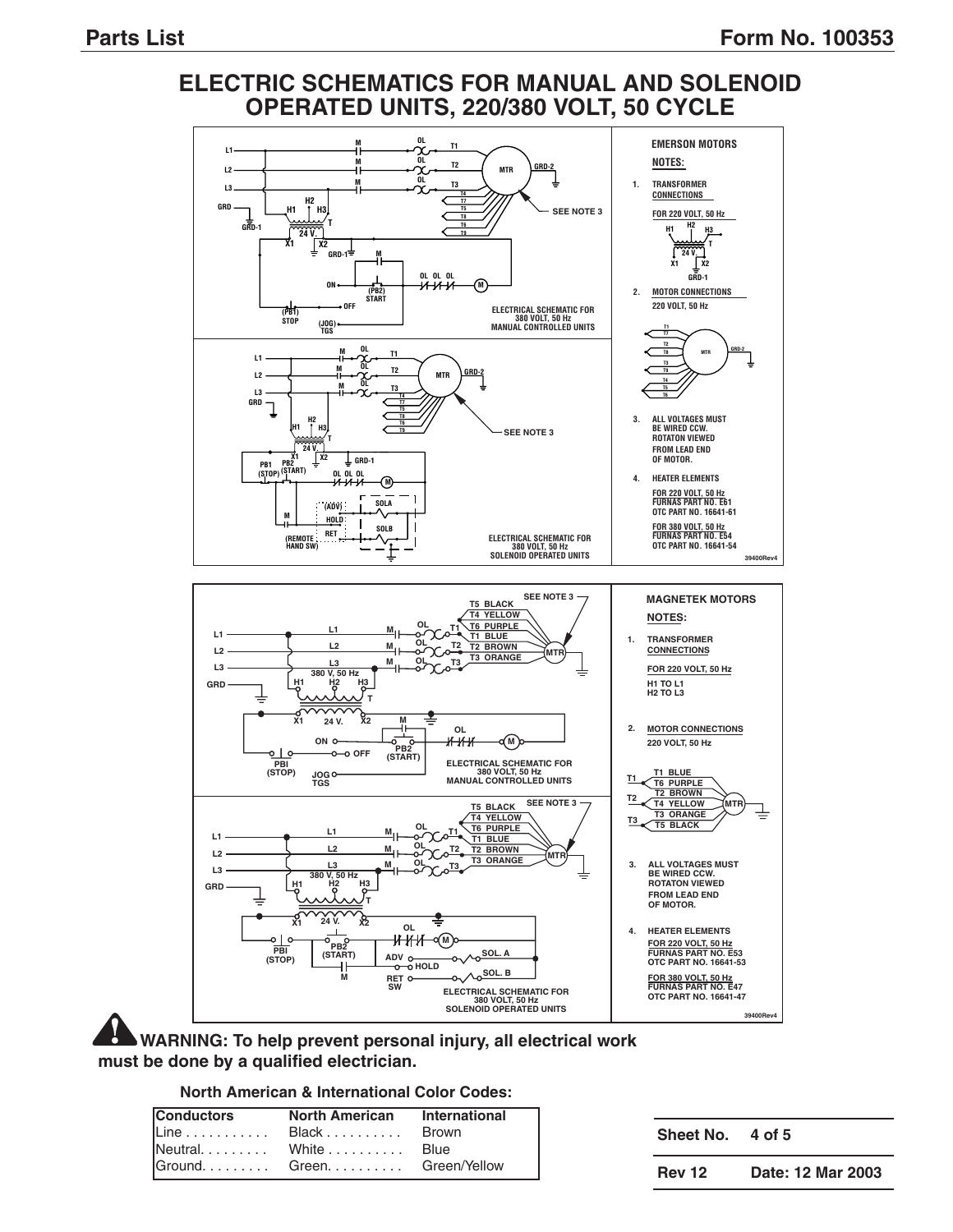# ELECTRIC SCHEMATICS FOR MANUAL AND SOLENOID OPERATED UNITS, 220/380 VOLT, 50 CYCLE

**EMERSON MOTORS**

**NOTES:**

1. TRANSFORMER CONNECTIONS
   FOR 220 VOLT, 50 Hz
2. MOTOR CONNECTIONS
   220 VOLT, 50 Hz
3. ALL VOLTAGES MUST BE WIRED CCW. ROTATON VIEWED FROM LEAD END OF MOTOR.
4. HEATER ELEMENTS
   FOR 220 VOLT, 50 Hz FURNAS PART NO. E61 OTC PART NO. 16641-61
   FOR 380 VOLT, 50 Hz FURNAS PART NO. E54 OTC PART NO. 16641-54

ELECTRICAL SCHEMATIC FOR 380 VOLT, 50 Hz MANUAL CONTROLLED UNITS

ELECTRICAL SCHEMATIC FOR 380 VOLT, 50 Hz SOLENOID OPERATED UNITS

39400Rev4

**MAGNETEK MOTORS**

**NOTES:**

1. TRANSFORMER CONNECTIONS
   FOR 220 VOLT, 50 Hz
   H1 TO L1
   H2 TO L3
2. MOTOR CONNECTIONS
   220 VOLT, 50 Hz
3. ALL VOLTAGES MUST BE WIRED CCW. ROTATON VIEWED FROM LEAD END OF MOTOR.
4. HEATER ELEMENTS
   FOR 220 VOLT, 50 Hz FURNAS PART NO. E53 OTC PART NO. 16641-53
   FOR 380 VOLT, 50 Hz FURNAS PART NO. E47 OTC PART NO. 16641-47

ELECTRICAL SCHEMATIC FOR 380 VOLT, 50 Hz MANUAL CONTROLLED UNITS

ELECTRICAL SCHEMATIC FOR 380 VOLT, 50 Hz SOLENOID OPERATED UNITS

39400Rev4

**WARNING: To help prevent personal injury, all electrical work must be done by a qualified electrician.**

**North American & International Color Codes:**

| Conductors | North American | International |
|---|---|---|
| Line | Black | Brown |
| Neutral | White | Blue |
| Ground | Green | Green/Yellow |

| Sheet No. | 4 of 5 |
|---|---|
| Rev 12 | Date: 12 Mar 2003 |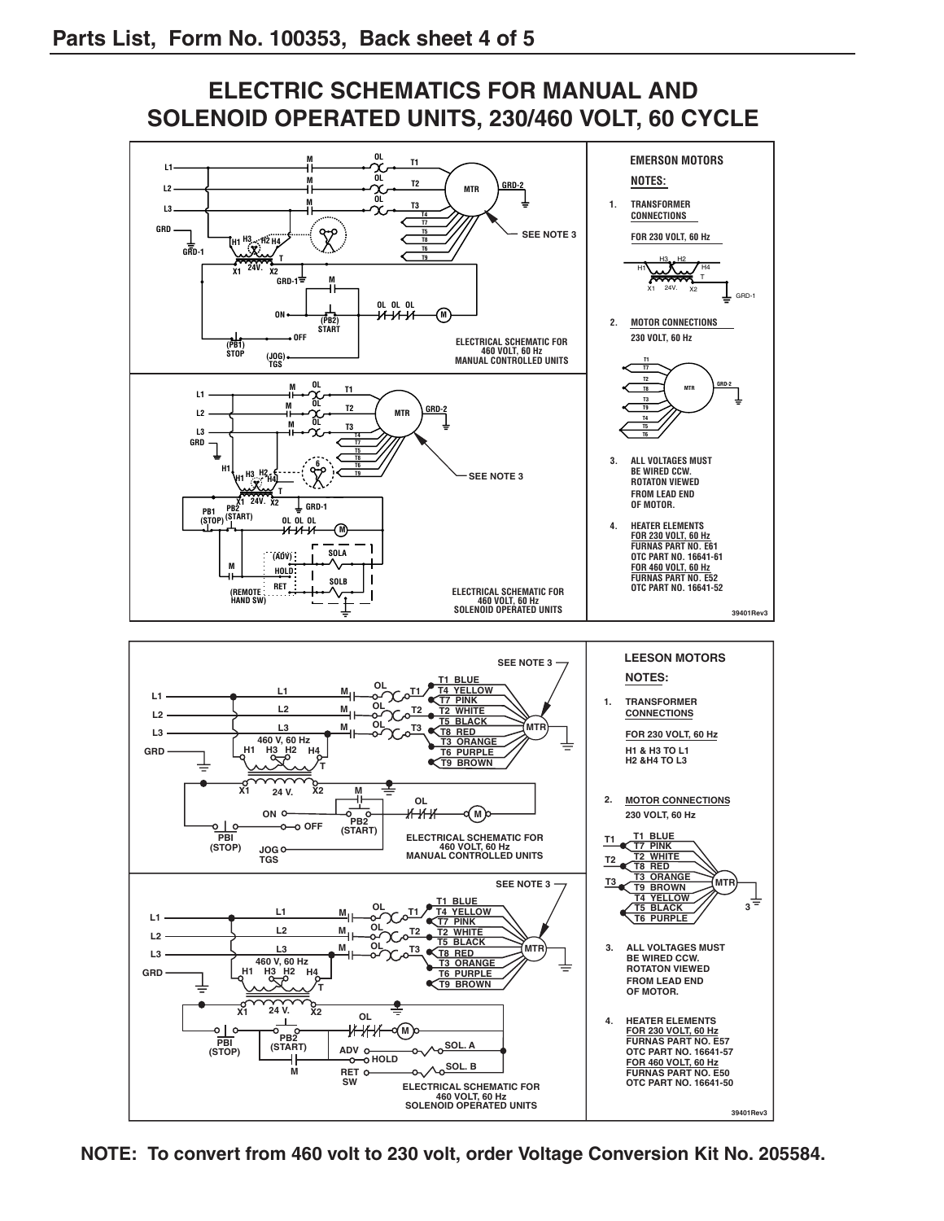## Parts List, Form No. 100353, Back sheet 4 of 5

# ELECTRIC SCHEMATICS FOR MANUAL AND SOLENOID OPERATED UNITS, 230/460 VOLT, 60 CYCLE

### EMERSON MOTORS

ELECTRICAL SCHEMATIC FOR 460 VOLT, 60 Hz MANUAL CONTROLLED UNITS

ELECTRICAL SCHEMATIC FOR 460 VOLT, 60 Hz SOLENOID OPERATED UNITS

**NOTES:**

1. TRANSFORMER CONNECTIONS
   FOR 230 VOLT, 60 Hz
2. MOTOR CONNECTIONS
   230 VOLT, 60 Hz
3. ALL VOLTAGES MUST BE WIRED CCW. ROTATON VIEWED FROM LEAD END OF MOTOR.
4. HEATER ELEMENTS
   FOR 230 VOLT, 60 Hz
   FURNAS PART NO. E61
   OTC PART NO. 16641-61
   FOR 460 VOLT, 60 Hz
   FURNAS PART NO. E52
   OTC PART NO. 16641-52

39401Rev3

### LEESON MOTORS

ELECTRICAL SCHEMATIC FOR 460 VOLT, 60 Hz MANUAL CONTROLLED UNITS

ELECTRICAL SCHEMATIC FOR 460 VOLT, 60 Hz SOLENOID OPERATED UNITS

**NOTES:**

1. TRANSFORMER CONNECTIONS
   FOR 230 VOLT, 60 Hz
   H1 & H3 TO L1
   H2 &H4 TO L3
2. MOTOR CONNECTIONS
   230 VOLT, 60 Hz
   T1: T1 BLUE, T7 PINK
   T2: T2 WHITE, T8 RED
   T3: T3 ORANGE, T9 BROWN
   T4 YELLOW, T5 BLACK, T6 PURPLE
3. ALL VOLTAGES MUST BE WIRED CCW. ROTATON VIEWED FROM LEAD END OF MOTOR.
4. HEATER ELEMENTS
   FOR 230 VOLT, 60 Hz
   FURNAS PART NO. E57
   OTC PART NO. 16641-57
   FOR 460 VOLT, 60 Hz
   FURNAS PART NO. E50
   OTC PART NO. 16641-50

39401Rev3

**NOTE: To convert from 460 volt to 230 volt, order Voltage Conversion Kit No. 205584.**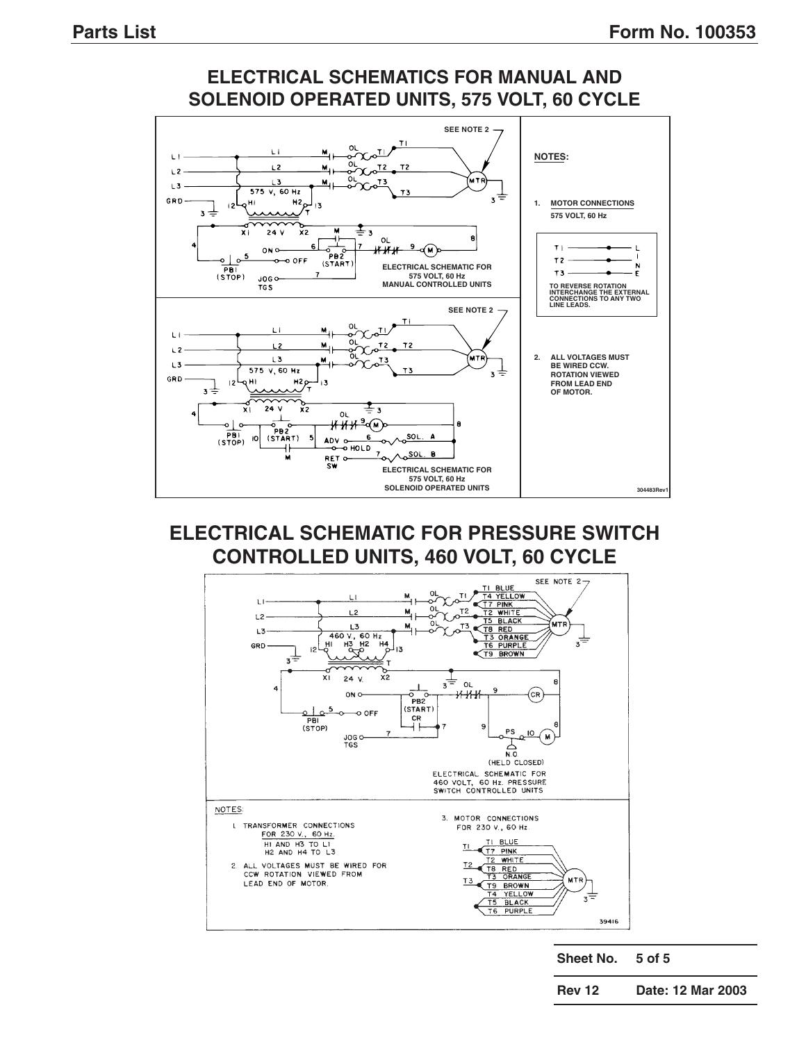# ELECTRICAL SCHEMATICS FOR MANUAL AND SOLENOID OPERATED UNITS, 575 VOLT, 60 CYCLE

SEE NOTE 2

L1, L2, L3, GRD, M, OL, T1, T2, T3, MTR, 575 V, 60 Hz, H1, H2, X1, 24 V, X2, PB1 (STOP), PB2 (START), ON, OFF, JOG TGS

ELECTRICAL SCHEMATIC FOR 575 VOLT, 60 Hz MANUAL CONTROLLED UNITS

SEE NOTE 2

L1, L2, L3, GRD, M, OL, T1, T2, T3, MTR, 575 V, 60 Hz, H1, H2, X1, 24 V, X2, PB1 (STOP), PB2 (START), ADV, HOLD, RET SW, SOL. A, SOL. B

ELECTRICAL SCHEMATIC FOR 575 VOLT, 60 Hz SOLENOID OPERATED UNITS

**NOTES:**

1. **MOTOR CONNECTIONS**
   **575 VOLT, 60 Hz**

   T1 — LINE
   T2 — LINE
   T3 — LINE

   TO REVERSE ROTATION INTERCHANGE THE EXTERNAL CONNECTIONS TO ANY TWO LINE LEADS.

2. ALL VOLTAGES MUST BE WIRED CCW. ROTATION VIEWED FROM LEAD END OF MOTOR.

304483Rev1

# ELECTRICAL SCHEMATIC FOR PRESSURE SWITCH CONTROLLED UNITS, 460 VOLT, 60 CYCLE

SEE NOTE 2

T1 BLUE, T4 YELLOW, T7 PINK, T2 WHITE, T5 BLACK, T8 RED, T3 ORANGE, T6 PURPLE, T9 BROWN

L1, L2, L3, GRD, M, OL, MTR, 460 V, 60 Hz, H1, H3, H2, H4, X1, 24 V, X2, PB1 (STOP), PB2 (START), CR, ON, OFF, JOG TGS, PS, N.O. (HELD CLOSED)

ELECTRICAL SCHEMATIC FOR 460 VOLT, 60 Hz. PRESSURE SWITCH CONTROLLED UNITS

NOTES:

1. TRANSFORMER CONNECTIONS FOR 230 V., 60 Hz.
   H1 AND H3 TO L1
   H2 AND H4 TO L3
2. ALL VOLTAGES MUST BE WIRED FOR CCW ROTATION VIEWED FROM LEAD END OF MOTOR.
3. MOTOR CONNECTIONS FOR 230 V., 60 Hz

   T1: T1 BLUE, T7 PINK
   T2: T2 WHITE, T8 RED
   T3: T3 ORANGE, T9 BROWN
   T4 YELLOW, T5 BLACK, T6 PURPLE

39416

| Sheet No. | 5 of 5 |
|---|---|
| Rev 12 | Date: 12 Mar 2003 |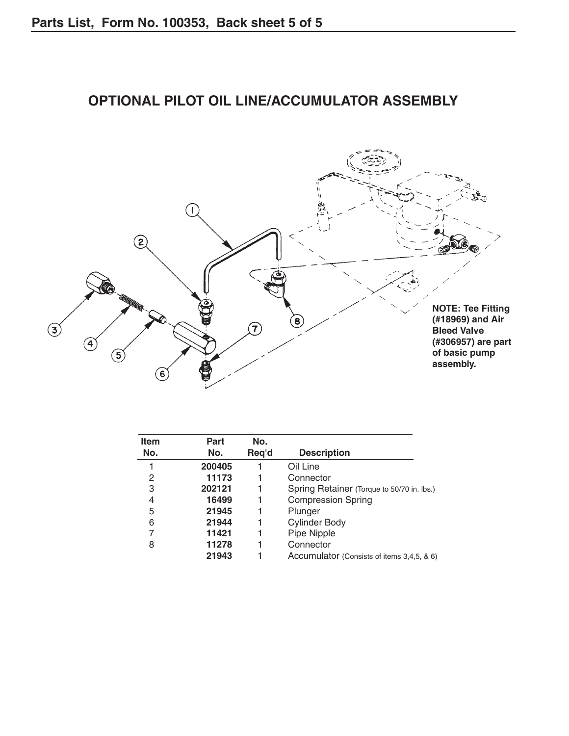## OPTIONAL PILOT OIL LINE/ACCUMULATOR ASSEMBLY

**NOTE: Tee Fitting (#18969) and Air Bleed Valve (#306957) are part of basic pump assembly.**

| Item No. | Part No. | No. Req'd | Description |
|---|---|---|---|
| 1 | **200405** | 1 | Oil Line |
| 2 | **11173** | 1 | Connector |
| 3 | **202121** | 1 | Spring Retainer (Torque to 50/70 in. lbs.) |
| 4 | **16499** | 1 | Compression Spring |
| 5 | **21945** | 1 | Plunger |
| 6 | **21944** | 1 | Cylinder Body |
| 7 | **11421** | 1 | Pipe Nipple |
| 8 | **11278** | 1 | Connector |
| | **21943** | 1 | Accumulator (Consists of items 3,4,5, & 6) |